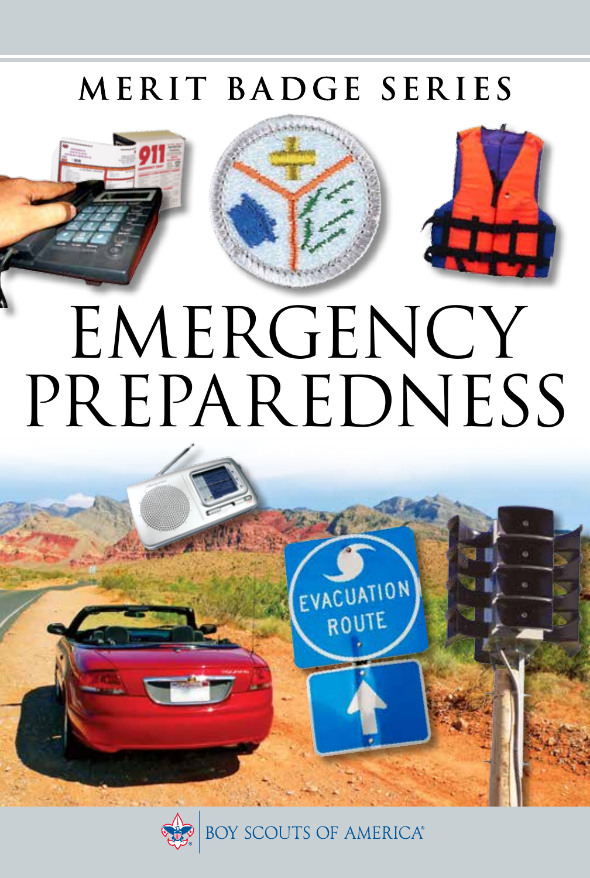MERIT BADGE SERIES

# EMERGENCY PREPAREDNESS

BOY SCOUTS OF AMERICA®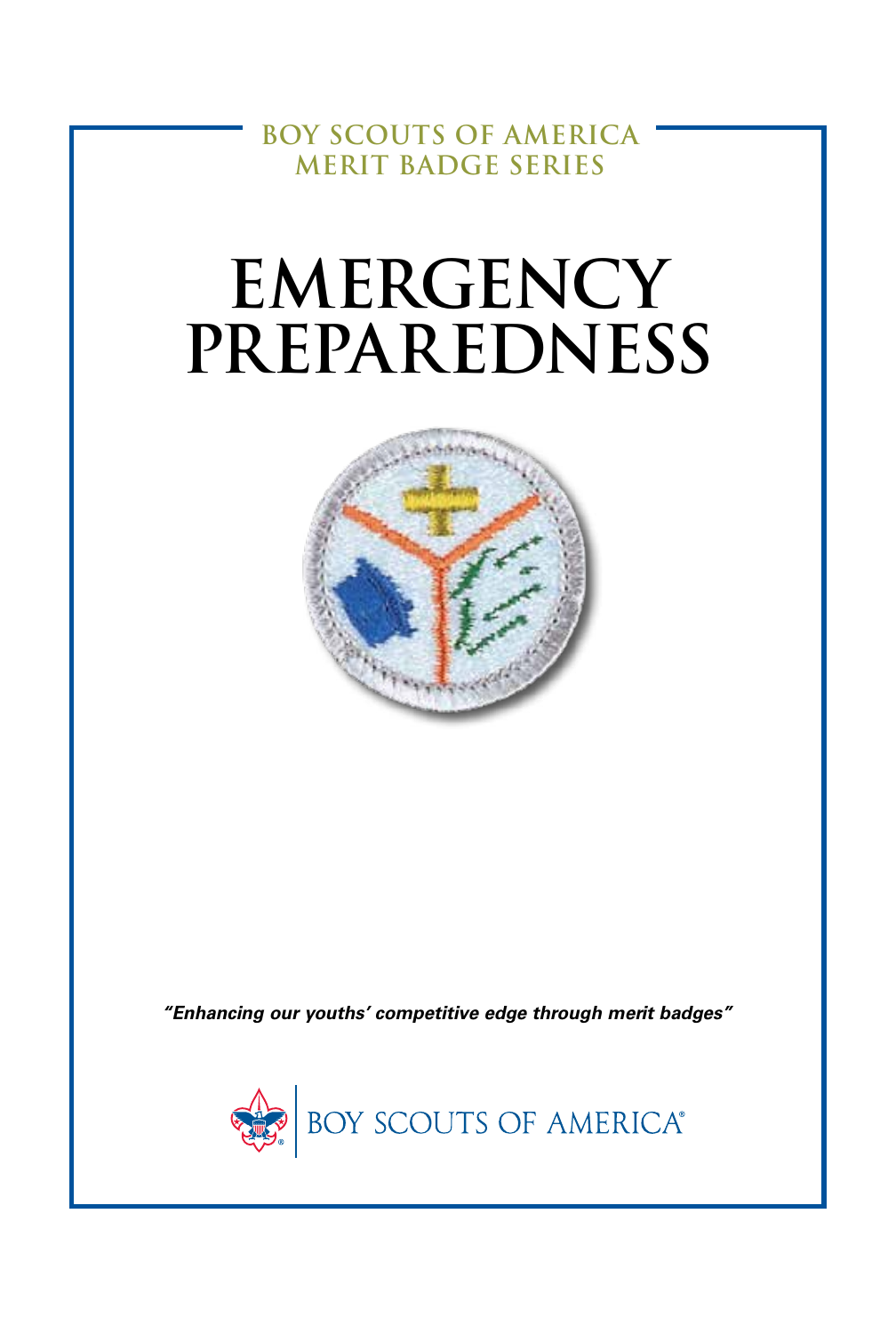BOY SCOUTS OF AMERICA
MERIT BADGE SERIES

# EMERGENCY PREPAREDNESS

*"Enhancing our youths' competitive edge through merit badges"*

BOY SCOUTS OF AMERICA®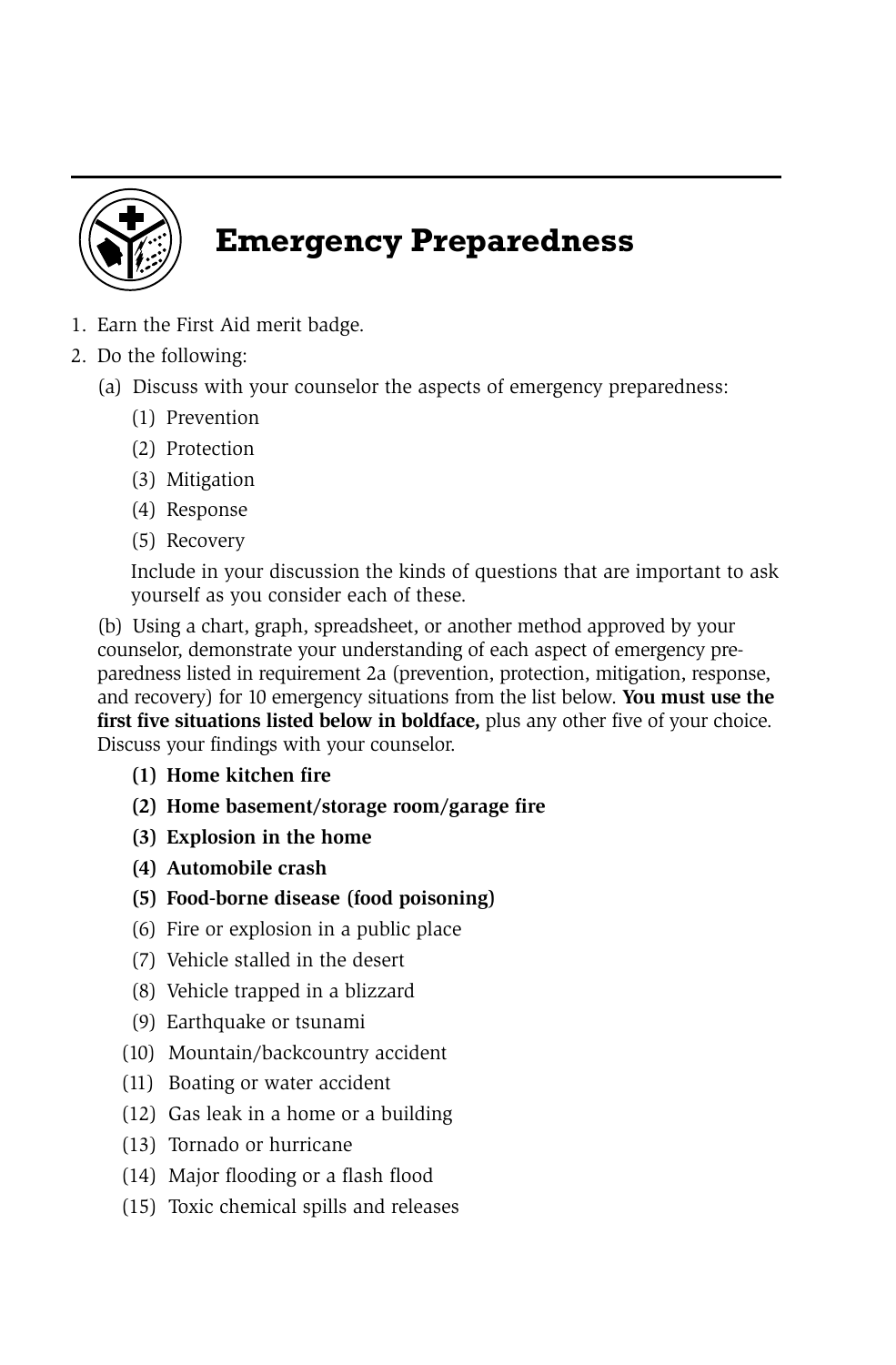# Emergency Preparedness

1. Earn the First Aid merit badge.
2. Do the following:
   (a) Discuss with your counselor the aspects of emergency preparedness:
      (1) Prevention
      (2) Protection
      (3) Mitigation
      (4) Response
      (5) Recovery

      Include in your discussion the kinds of questions that are important to ask yourself as you consider each of these.

   (b) Using a chart, graph, spreadsheet, or another method approved by your counselor, demonstrate your understanding of each aspect of emergency preparedness listed in requirement 2a (prevention, protection, mitigation, response, and recovery) for 10 emergency situations from the list below. **You must use the first five situations listed below in boldface,** plus any other five of your choice. Discuss your findings with your counselor.
      **(1) Home kitchen fire**
      **(2) Home basement/storage room/garage fire**
      **(3) Explosion in the home**
      **(4) Automobile crash**
      **(5) Food-borne disease (food poisoning)**
      (6) Fire or explosion in a public place
      (7) Vehicle stalled in the desert
      (8) Vehicle trapped in a blizzard
      (9) Earthquake or tsunami
      (10) Mountain/backcountry accident
      (11) Boating or water accident
      (12) Gas leak in a home or a building
      (13) Tornado or hurricane
      (14) Major flooding or a flash flood
      (15) Toxic chemical spills and releases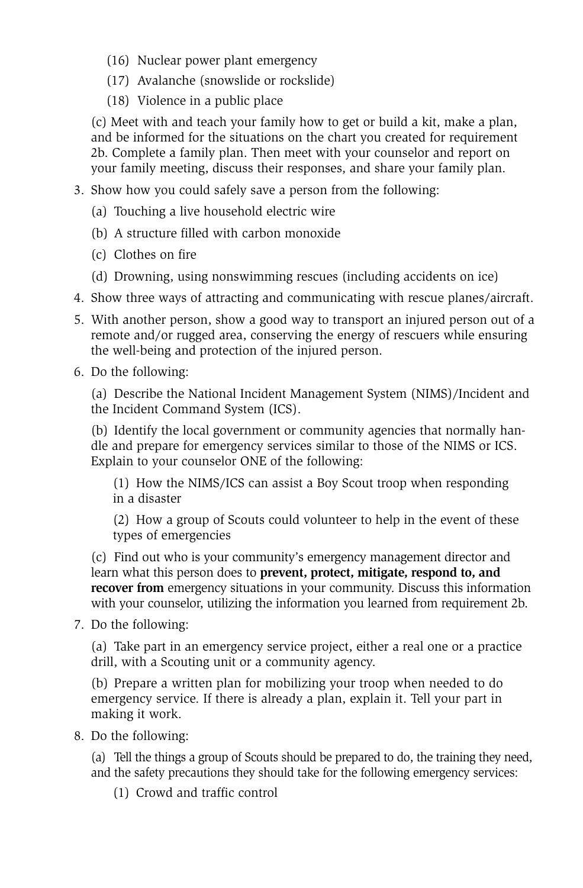(16) Nuclear power plant emergency

(17) Avalanche (snowslide or rockslide)

(18) Violence in a public place

(c) Meet with and teach your family how to get or build a kit, make a plan, and be informed for the situations on the chart you created for requirement 2b. Complete a family plan. Then meet with your counselor and report on your family meeting, discuss their responses, and share your family plan.

3. Show how you could safely save a person from the following:

   (a) Touching a live household electric wire

   (b) A structure filled with carbon monoxide

   (c) Clothes on fire

   (d) Drowning, using nonswimming rescues (including accidents on ice)

4. Show three ways of attracting and communicating with rescue planes/aircraft.

5. With another person, show a good way to transport an injured person out of a remote and/or rugged area, conserving the energy of rescuers while ensuring the well-being and protection of the injured person.

6. Do the following:

   (a) Describe the National Incident Management System (NIMS)/Incident and the Incident Command System (ICS).

   (b) Identify the local government or community agencies that normally handle and prepare for emergency services similar to those of the NIMS or ICS. Explain to your counselor ONE of the following:

   (1) How the NIMS/ICS can assist a Boy Scout troop when responding in a disaster

   (2) How a group of Scouts could volunteer to help in the event of these types of emergencies

   (c) Find out who is your community's emergency management director and learn what this person does to **prevent, protect, mitigate, respond to, and recover from** emergency situations in your community. Discuss this information with your counselor, utilizing the information you learned from requirement 2b.

7. Do the following:

   (a) Take part in an emergency service project, either a real one or a practice drill, with a Scouting unit or a community agency.

   (b) Prepare a written plan for mobilizing your troop when needed to do emergency service. If there is already a plan, explain it. Tell your part in making it work.

8. Do the following:

   (a) Tell the things a group of Scouts should be prepared to do, the training they need, and the safety precautions they should take for the following emergency services:

   (1) Crowd and traffic control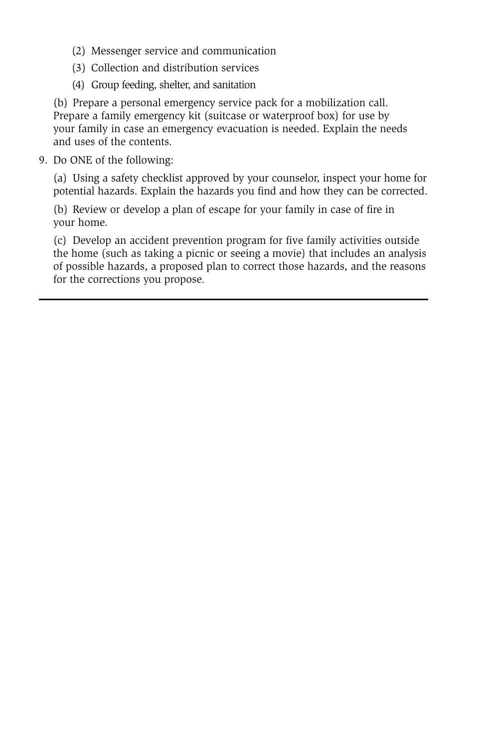(2) Messenger service and communication

(3) Collection and distribution services

(4) Group feeding, shelter, and sanitation

(b) Prepare a personal emergency service pack for a mobilization call. Prepare a family emergency kit (suitcase or waterproof box) for use by your family in case an emergency evacuation is needed. Explain the needs and uses of the contents.

9. Do ONE of the following:

   (a) Using a safety checklist approved by your counselor, inspect your home for potential hazards. Explain the hazards you find and how they can be corrected.

   (b) Review or develop a plan of escape for your family in case of fire in your home.

   (c) Develop an accident prevention program for five family activities outside the home (such as taking a picnic or seeing a movie) that includes an analysis of possible hazards, a proposed plan to correct those hazards, and the reasons for the corrections you propose.

---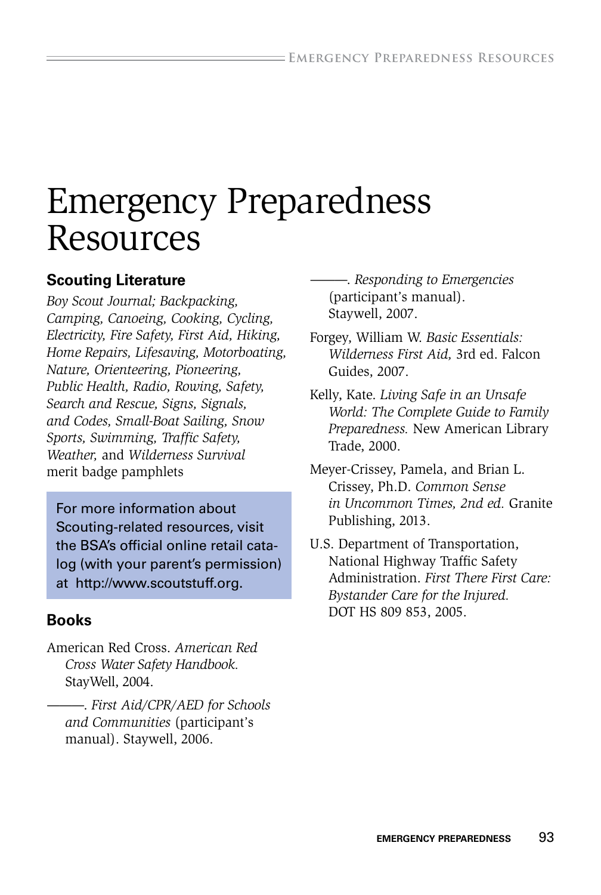# Emergency Preparedness Resources

### Scouting Literature

*Boy Scout Journal; Backpacking, Camping, Canoeing, Cooking, Cycling, Electricity, Fire Safety, First Aid, Hiking, Home Repairs, Lifesaving, Motorboating, Nature, Orienteering, Pioneering, Public Health, Radio, Rowing, Safety, Search and Rescue, Signs, Signals, and Codes, Small-Boat Sailing, Snow Sports, Swimming, Traffic Safety, Weather,* and *Wilderness Survival* merit badge pamphlets

For more information about Scouting-related resources, visit the BSA's official online retail catalog (with your parent's permission) at http://www.scoutstuff.org.

### Books

American Red Cross. *American Red Cross Water Safety Handbook.* StayWell, 2004.

———. *First Aid/CPR/AED for Schools and Communities* (participant's manual). Staywell, 2006.

———. *Responding to Emergencies* (participant's manual). Staywell, 2007.

Forgey, William W. *Basic Essentials: Wilderness First Aid,* 3rd ed. Falcon Guides, 2007.

Kelly, Kate. *Living Safe in an Unsafe World: The Complete Guide to Family Preparedness.* New American Library Trade, 2000.

Meyer-Crissey, Pamela, and Brian L. Crissey, Ph.D. *Common Sense in Uncommon Times, 2nd ed.* Granite Publishing, 2013.

U.S. Department of Transportation, National Highway Traffic Safety Administration. *First There First Care: Bystander Care for the Injured.* DOT HS 809 853, 2005.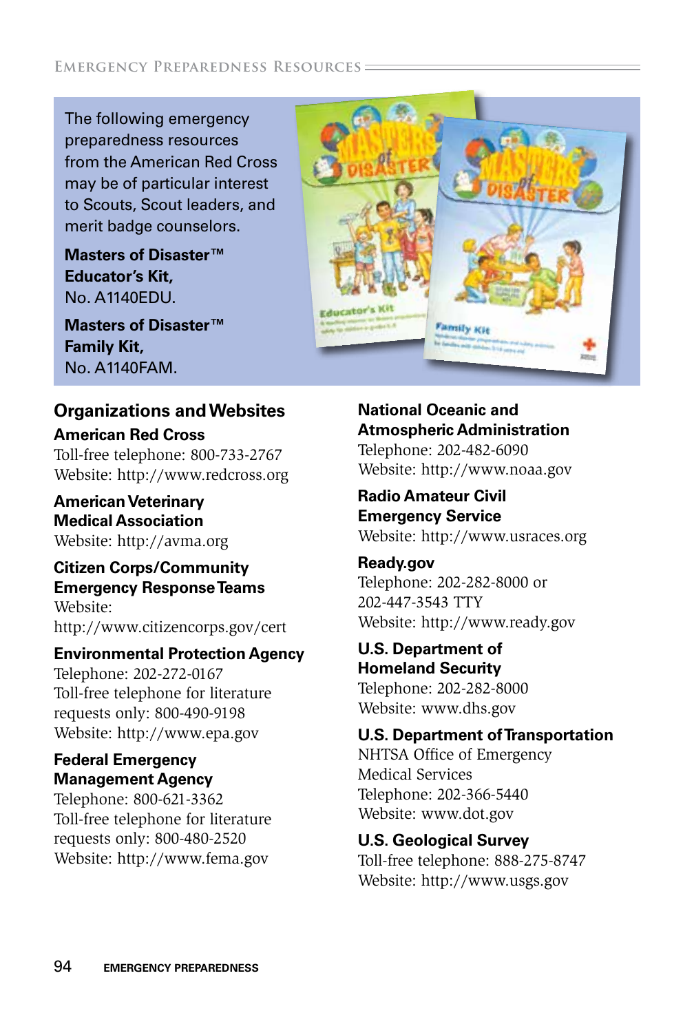The following emergency preparedness resources from the American Red Cross may be of particular interest to Scouts, Scout leaders, and merit badge counselors.

**Masters of Disaster™ Educator's Kit,**
No. A1140EDU.

**Masters of Disaster™ Family Kit,**
No. A1140FAM.

## Organizations and Websites

**American Red Cross**
Toll-free telephone: 800-733-2767
Website: http://www.redcross.org

**American Veterinary Medical Association**
Website: http://avma.org

**Citizen Corps/Community Emergency Response Teams**
Website:
http://www.citizencorps.gov/cert

**Environmental Protection Agency**
Telephone: 202-272-0167
Toll-free telephone for literature requests only: 800-490-9198
Website: http://www.epa.gov

**Federal Emergency Management Agency**
Telephone: 800-621-3362
Toll-free telephone for literature requests only: 800-480-2520
Website: http://www.fema.gov

**National Oceanic and Atmospheric Administration**
Telephone: 202-482-6090
Website: http://www.noaa.gov

**Radio Amateur Civil Emergency Service**
Website: http://www.usraces.org

**Ready.gov**
Telephone: 202-282-8000 or
202-447-3543 TTY
Website: http://www.ready.gov

**U.S. Department of Homeland Security**
Telephone: 202-282-8000
Website: www.dhs.gov

**U.S. Department of Transportation**
NHTSA Office of Emergency Medical Services
Telephone: 202-366-5440
Website: www.dot.gov

**U.S. Geological Survey**
Toll-free telephone: 888-275-8747
Website: http://www.usgs.gov